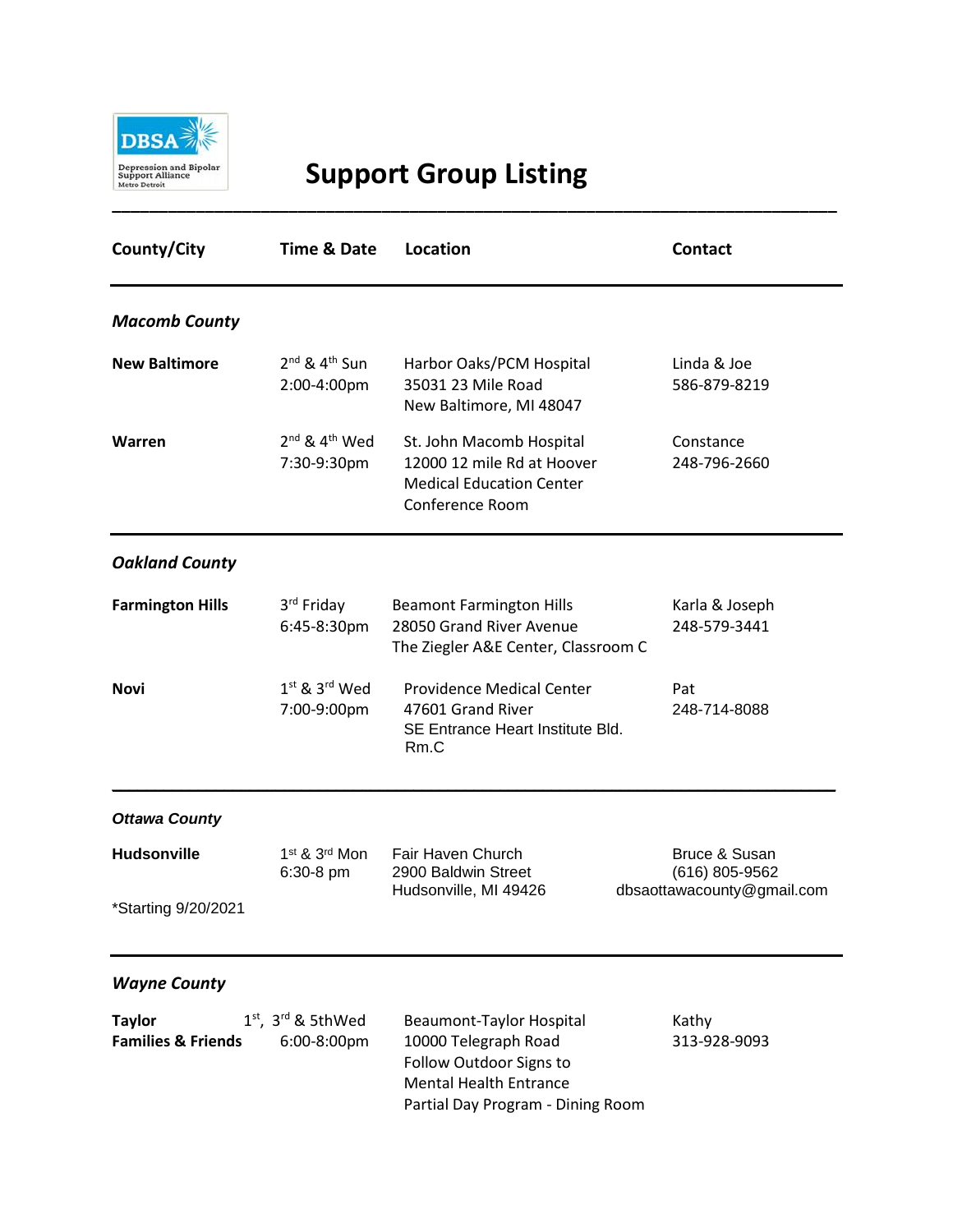DBSA Depression and Bipolar Support Alliance Metro Detroit

# Support Group Listing

| County/City | Time & Date | Location | Contact |
|---|---|---|---|
| ***Macomb County*** | | | |
| **New Baltimore** | 2nd & 4th Sun<br>2:00-4:00pm | Harbor Oaks/PCM Hospital<br>35031 23 Mile Road<br>New Baltimore, MI 48047 | Linda & Joe<br>586-879-8219 |
| **Warren** | 2nd & 4th Wed<br>7:30-9:30pm | St. John Macomb Hospital<br>12000 12 mile Rd at Hoover<br>Medical Education Center<br>Conference Room | Constance<br>248-796-2660 |
| ***Oakland County*** | | | |
| **Farmington Hills** | 3rd Friday<br>6:45-8:30pm | Beamont Farmington Hills<br>28050 Grand River Avenue<br>The Ziegler A&E Center, Classroom C | Karla & Joseph<br>248-579-3441 |
| **Novi** | 1st & 3rd Wed<br>7:00-9:00pm | Providence Medical Center<br>47601 Grand River<br>SE Entrance Heart Institute Bld.<br>Rm.C | Pat<br>248-714-8088 |
| ***Ottawa County*** | | | |
| **Hudsonville**<br>*Starting 9/20/2021 | 1st & 3rd Mon<br>6:30-8 pm | Fair Haven Church<br>2900 Baldwin Street<br>Hudsonville, MI 49426 | Bruce & Susan<br>(616) 805-9562<br>dbsaottawacounty@gmail.com |
| ***Wayne County*** | | | |
| **Taylor**<br>**Families & Friends** | 1st, 3rd & 5thWed<br>6:00-8:00pm | Beaumont-Taylor Hospital<br>10000 Telegraph Road<br>Follow Outdoor Signs to<br>Mental Health Entrance<br>Partial Day Program - Dining Room | Kathy<br>313-928-9093 |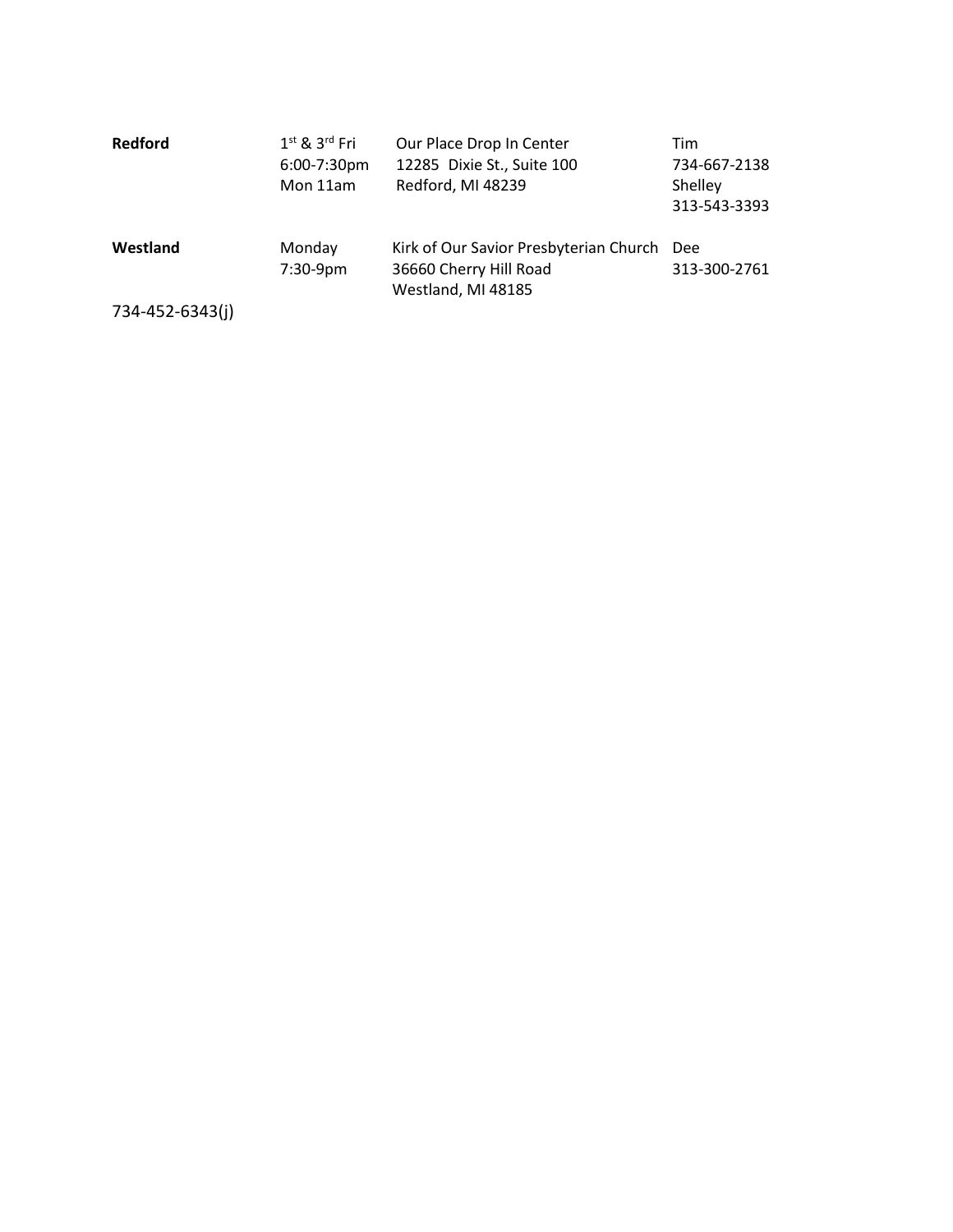| | | | |
|---|---|---|---|
| **Redford** | 1st & 3rd Fri<br>6:00-7:30pm<br>Mon 11am | Our Place Drop In Center<br>12285 Dixie St., Suite 100<br>Redford, MI 48239 | Tim<br>734-667-2138<br>Shelley<br>313-543-3393 |
| **Westland** | Monday<br>7:30-9pm | Kirk of Our Savior Presbyterian Church<br>36660 Cherry Hill Road<br>Westland, MI 48185 | Dee<br>313-300-2761 |

734-452-6343(j)